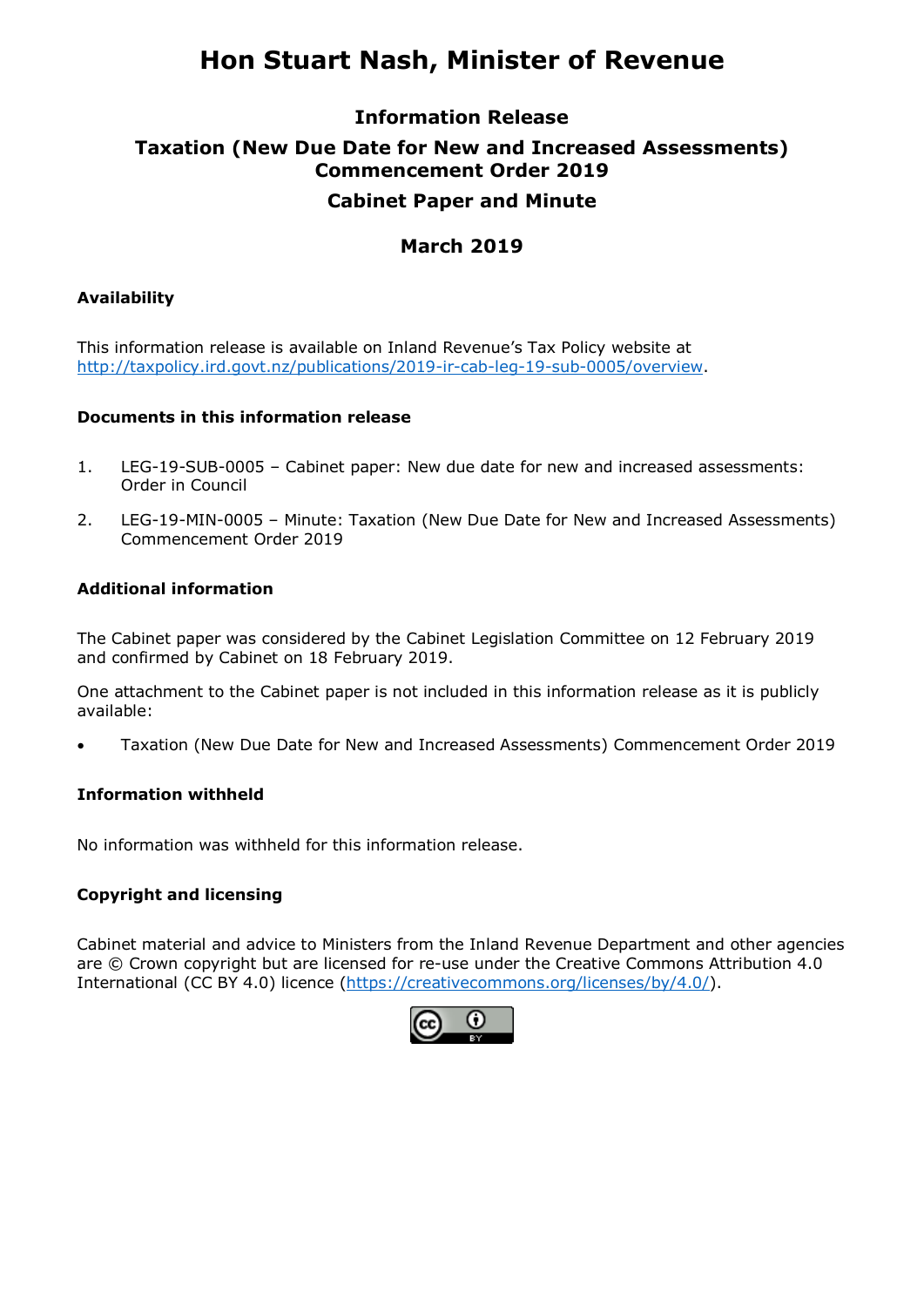# Hon Stuart Nash, Minister of Revenue

## Information Release

## Taxation (New Due Date for New and Increased Assessments) Commencement Order 2019

## Cabinet Paper and Minute

## March 2019

### Availability

This information release is available on Inland Revenue's Tax Policy website at [http://taxpolicy.ird.govt.nz/publications/2019-ir-cab-leg-19-sub-0005/overview](http://taxpolicy.ird.govt.nz/publications/2019-ir-cab-leg-19-sub-0005/overview).

### Documents in this information release

1. LEG-19-SUB-0005 – Cabinet paper: New due date for new and increased assessments: Order in Council
2. LEG-19-MIN-0005 – Minute: Taxation (New Due Date for New and Increased Assessments) Commencement Order 2019

### Additional information

The Cabinet paper was considered by the Cabinet Legislation Committee on 12 February 2019 and confirmed by Cabinet on 18 February 2019.

One attachment to the Cabinet paper is not included in this information release as it is publicly available:

- Taxation (New Due Date for New and Increased Assessments) Commencement Order 2019

### Information withheld

No information was withheld for this information release.

### Copyright and licensing

Cabinet material and advice to Ministers from the Inland Revenue Department and other agencies are © Crown copyright but are licensed for re-use under the Creative Commons Attribution 4.0 International (CC BY 4.0) licence ([https://creativecommons.org/licenses/by/4.0/](https://creativecommons.org/licenses/by/4.0/)).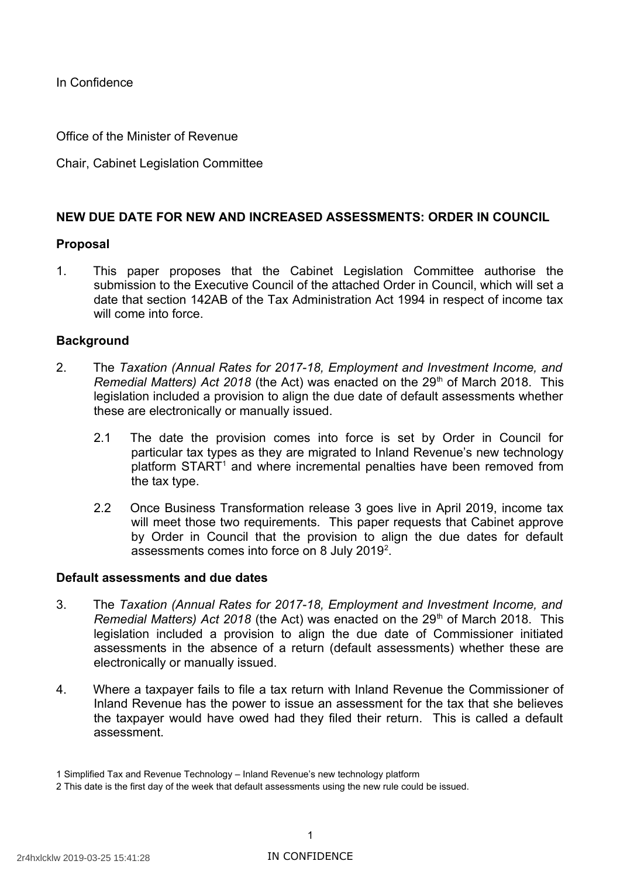In Confidence

Office of the Minister of Revenue

Chair, Cabinet Legislation Committee

## NEW DUE DATE FOR NEW AND INCREASED ASSESSMENTS: ORDER IN COUNCIL

### Proposal

1. This paper proposes that the Cabinet Legislation Committee authorise the submission to the Executive Council of the attached Order in Council, which will set a date that section 142AB of the Tax Administration Act 1994 in respect of income tax will come into force.

### Background

2. The *Taxation (Annual Rates for 2017-18, Employment and Investment Income, and Remedial Matters) Act 2018* (the Act) was enacted on the 29th of March 2018. This legislation included a provision to align the due date of default assessments whether these are electronically or manually issued.

   2.1 The date the provision comes into force is set by Order in Council for particular tax types as they are migrated to Inland Revenue's new technology platform START[1] and where incremental penalties have been removed from the tax type.

   2.2 Once Business Transformation release 3 goes live in April 2019, income tax will meet those two requirements. This paper requests that Cabinet approve by Order in Council that the provision to align the due dates for default assessments comes into force on 8 July 2019[2].

### Default assessments and due dates

3. The *Taxation (Annual Rates for 2017-18, Employment and Investment Income, and Remedial Matters) Act 2018* (the Act) was enacted on the 29th of March 2018. This legislation included a provision to align the due date of Commissioner initiated assessments in the absence of a return (default assessments) whether these are electronically or manually issued.

4. Where a taxpayer fails to file a tax return with Inland Revenue the Commissioner of Inland Revenue has the power to issue an assessment for the tax that she believes the taxpayer would have owed had they filed their return. This is called a default assessment.

1 Simplified Tax and Revenue Technology – Inland Revenue's new technology platform

2 This date is the first day of the week that default assessments using the new rule could be issued.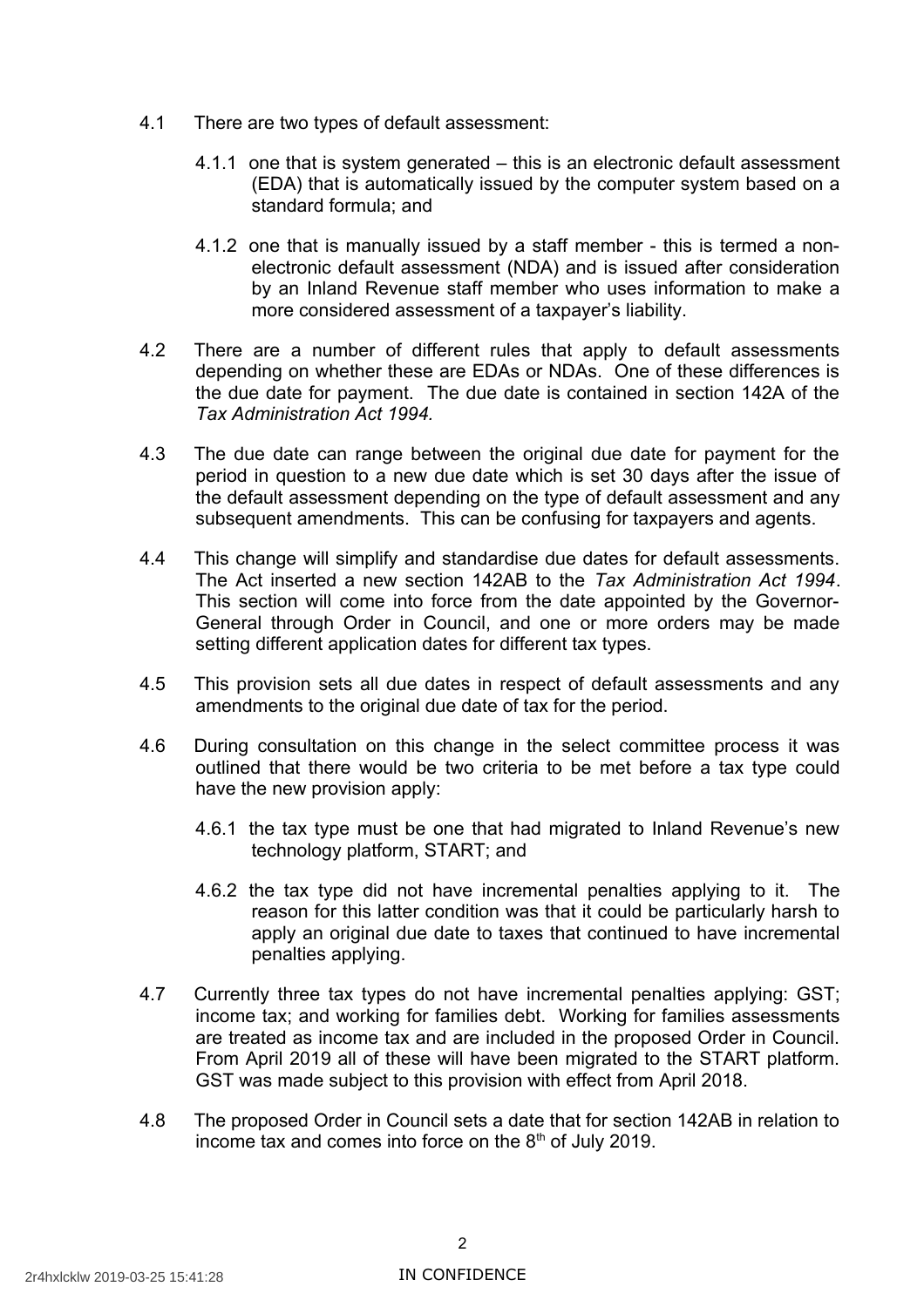4.1 There are two types of default assessment:

4.1.1 one that is system generated – this is an electronic default assessment (EDA) that is automatically issued by the computer system based on a standard formula; and

4.1.2 one that is manually issued by a staff member - this is termed a non-electronic default assessment (NDA) and is issued after consideration by an Inland Revenue staff member who uses information to make a more considered assessment of a taxpayer's liability.

4.2 There are a number of different rules that apply to default assessments depending on whether these are EDAs or NDAs. One of these differences is the due date for payment. The due date is contained in section 142A of the *Tax Administration Act 1994.*

4.3 The due date can range between the original due date for payment for the period in question to a new due date which is set 30 days after the issue of the default assessment depending on the type of default assessment and any subsequent amendments. This can be confusing for taxpayers and agents.

4.4 This change will simplify and standardise due dates for default assessments. The Act inserted a new section 142AB to the *Tax Administration Act 1994*. This section will come into force from the date appointed by the Governor-General through Order in Council, and one or more orders may be made setting different application dates for different tax types.

4.5 This provision sets all due dates in respect of default assessments and any amendments to the original due date of tax for the period.

4.6 During consultation on this change in the select committee process it was outlined that there would be two criteria to be met before a tax type could have the new provision apply:

4.6.1 the tax type must be one that had migrated to Inland Revenue's new technology platform, START; and

4.6.2 the tax type did not have incremental penalties applying to it. The reason for this latter condition was that it could be particularly harsh to apply an original due date to taxes that continued to have incremental penalties applying.

4.7 Currently three tax types do not have incremental penalties applying: GST; income tax; and working for families debt. Working for families assessments are treated as income tax and are included in the proposed Order in Council. From April 2019 all of these will have been migrated to the START platform. GST was made subject to this provision with effect from April 2018.

4.8 The proposed Order in Council sets a date that for section 142AB in relation to income tax and comes into force on the 8th of July 2019.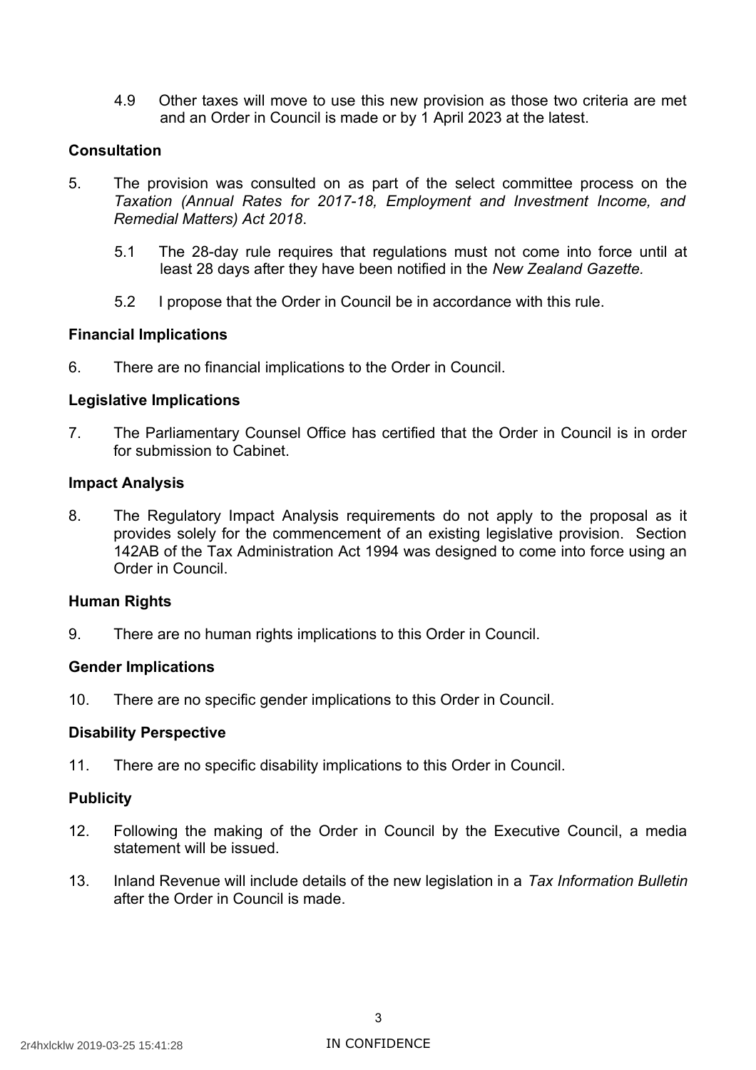4.9 Other taxes will move to use this new provision as those two criteria are met and an Order in Council is made or by 1 April 2023 at the latest.

### Consultation

5. The provision was consulted on as part of the select committee process on the *Taxation (Annual Rates for 2017-18, Employment and Investment Income, and Remedial Matters) Act 2018*.

   5.1 The 28-day rule requires that regulations must not come into force until at least 28 days after they have been notified in the *New Zealand Gazette.*

   5.2 I propose that the Order in Council be in accordance with this rule.

### Financial Implications

6. There are no financial implications to the Order in Council.

### Legislative Implications

7. The Parliamentary Counsel Office has certified that the Order in Council is in order for submission to Cabinet.

### Impact Analysis

8. The Regulatory Impact Analysis requirements do not apply to the proposal as it provides solely for the commencement of an existing legislative provision. Section 142AB of the Tax Administration Act 1994 was designed to come into force using an Order in Council.

### Human Rights

9. There are no human rights implications to this Order in Council.

### Gender Implications

10. There are no specific gender implications to this Order in Council.

### Disability Perspective

11. There are no specific disability implications to this Order in Council.

### Publicity

12. Following the making of the Order in Council by the Executive Council, a media statement will be issued.

13. Inland Revenue will include details of the new legislation in a *Tax Information Bulletin* after the Order in Council is made.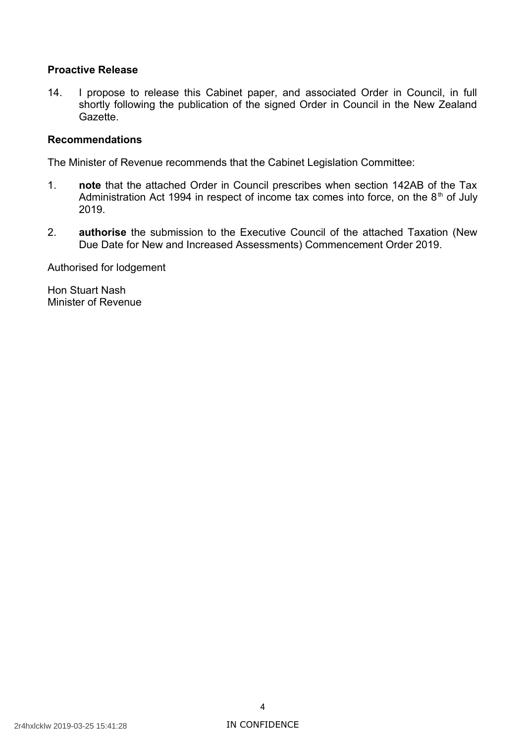## Proactive Release

14. I propose to release this Cabinet paper, and associated Order in Council, in full shortly following the publication of the signed Order in Council in the New Zealand Gazette.

## Recommendations

The Minister of Revenue recommends that the Cabinet Legislation Committee:

1. **note** that the attached Order in Council prescribes when section 142AB of the Tax Administration Act 1994 in respect of income tax comes into force, on the 8th of July 2019.

2. **authorise** the submission to the Executive Council of the attached Taxation (New Due Date for New and Increased Assessments) Commencement Order 2019.

Authorised for lodgement

Hon Stuart Nash
Minister of Revenue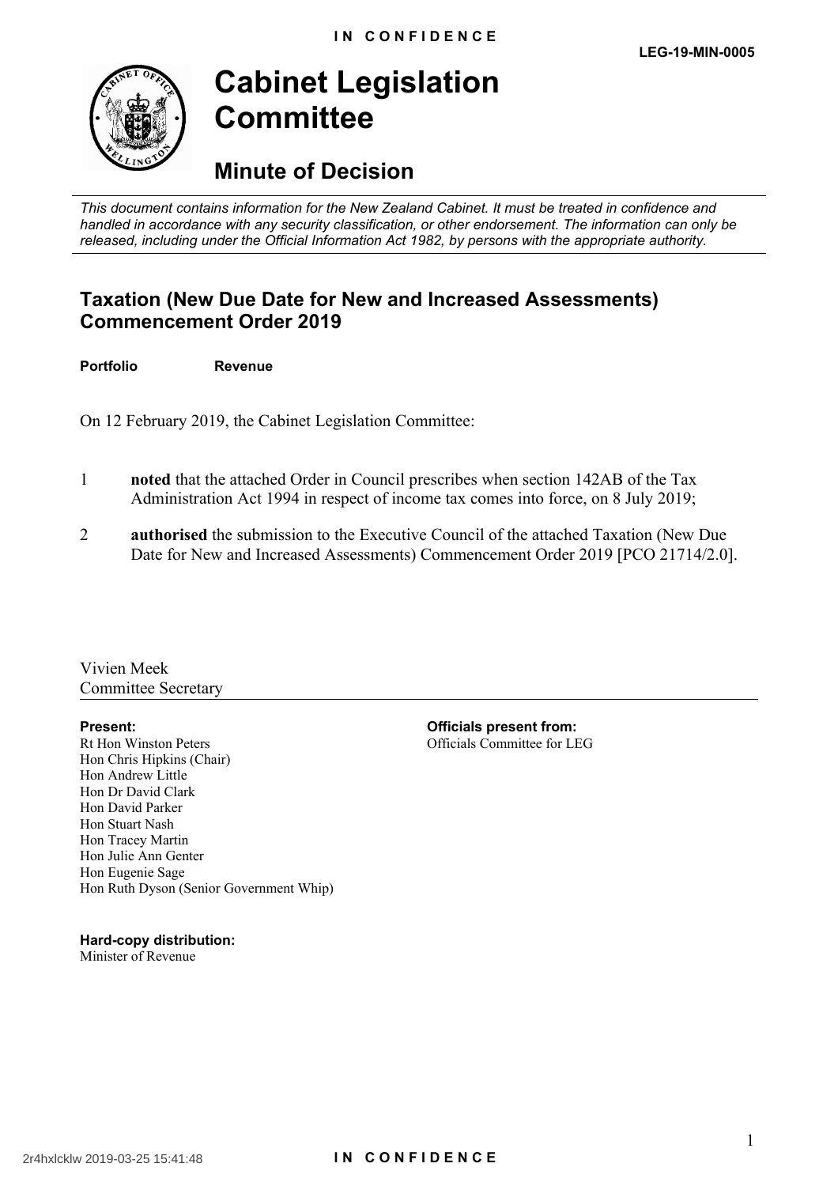IN CONFIDENCE

LEG-19-MIN-0005

# Cabinet Legislation Committee

## Minute of Decision

*This document contains information for the New Zealand Cabinet. It must be treated in confidence and handled in accordance with any security classification, or other endorsement. The information can only be released, including under the Official Information Act 1982, by persons with the appropriate authority.*

## Taxation (New Due Date for New and Increased Assessments) Commencement Order 2019

**Portfolio** **Revenue**

On 12 February 2019, the Cabinet Legislation Committee:

1 **noted** that the attached Order in Council prescribes when section 142AB of the Tax Administration Act 1994 in respect of income tax comes into force, on 8 July 2019;

2 **authorised** the submission to the Executive Council of the attached Taxation (New Due Date for New and Increased Assessments) Commencement Order 2019 [PCO 21714/2.0].

Vivien Meek
Committee Secretary

**Present:**
Rt Hon Winston Peters
Hon Chris Hipkins (Chair)
Hon Andrew Little
Hon Dr David Clark
Hon David Parker
Hon Stuart Nash
Hon Tracey Martin
Hon Julie Ann Genter
Hon Eugenie Sage
Hon Ruth Dyson (Senior Government Whip)

**Officials present from:**
Officials Committee for LEG

**Hard-copy distribution:**
Minister of Revenue

2r4hxlcklw 2019-03-25 15:41:48 IN CONFIDENCE